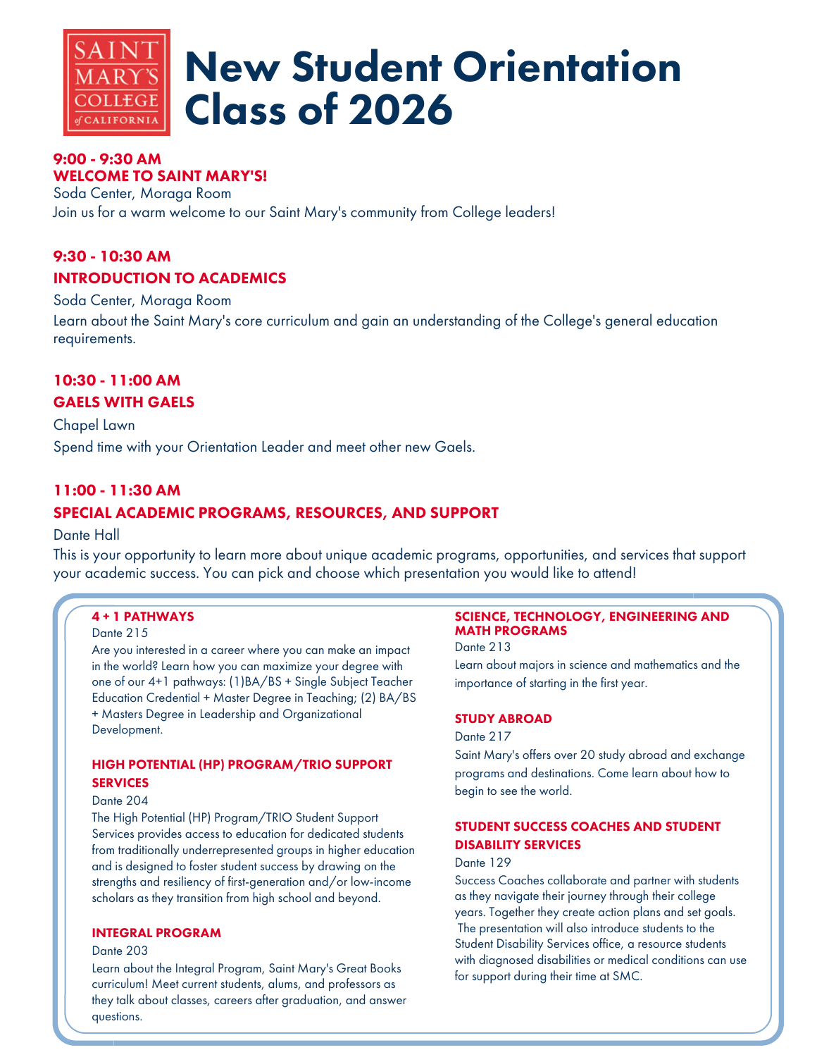# New Student Orientation Class of 2026

### 9:00 - 9:30 AM
### WELCOME TO SAINT MARY'S!

Soda Center, Moraga Room

Join us for a warm welcome to our Saint Mary's community from College leaders!

### 9:30 - 10:30 AM
### INTRODUCTION TO ACADEMICS

Soda Center, Moraga Room

Learn about the Saint Mary's core curriculum and gain an understanding of the College's general education requirements.

### 10:30 - 11:00 AM
### GAELS WITH GAELS

Chapel Lawn

Spend time with your Orientation Leader and meet other new Gaels.

### 11:00 - 11:30 AM
### SPECIAL ACADEMIC PROGRAMS, RESOURCES, AND SUPPORT

Dante Hall

This is your opportunity to learn more about unique academic programs, opportunities, and services that support your academic success. You can pick and choose which presentation you would like to attend!

#### 4 + 1 PATHWAYS

Dante 215

Are you interested in a career where you can make an impact in the world? Learn how you can maximize your degree with one of our 4+1 pathways: (1)BA/BS + Single Subject Teacher Education Credential + Master Degree in Teaching; (2) BA/BS + Masters Degree in Leadership and Organizational Development.

#### HIGH POTENTIAL (HP) PROGRAM/TRIO SUPPORT SERVICES

Dante 204

The High Potential (HP) Program/TRIO Student Support Services provides access to education for dedicated students from traditionally underrepresented groups in higher education and is designed to foster student success by drawing on the strengths and resiliency of first-generation and/or low-income scholars as they transition from high school and beyond.

#### INTEGRAL PROGRAM

Dante 203

Learn about the Integral Program, Saint Mary's Great Books curriculum! Meet current students, alums, and professors as they talk about classes, careers after graduation, and answer questions.

#### SCIENCE, TECHNOLOGY, ENGINEERING AND MATH PROGRAMS

Dante 213

Learn about majors in science and mathematics and the importance of starting in the first year.

#### STUDY ABROAD

Dante 217

Saint Mary's offers over 20 study abroad and exchange programs and destinations. Come learn about how to begin to see the world.

#### STUDENT SUCCESS COACHES AND STUDENT DISABILITY SERVICES

Dante 129

Success Coaches collaborate and partner with students as they navigate their journey through their college years. Together they create action plans and set goals. The presentation will also introduce students to the Student Disability Services office, a resource students with diagnosed disabilities or medical conditions can use for support during their time at SMC.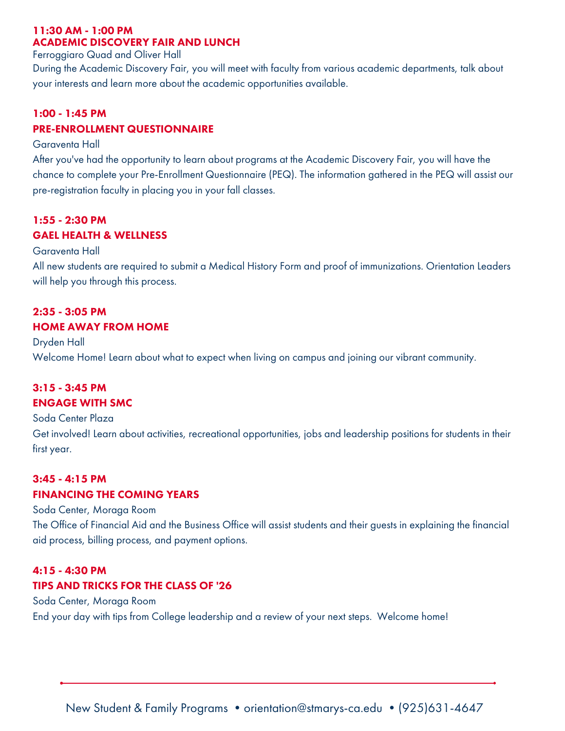**11:30 AM - 1:00 PM**
**ACADEMIC DISCOVERY FAIR AND LUNCH**

Ferroggiaro Quad and Oliver Hall

During the Academic Discovery Fair, you will meet with faculty from various academic departments, talk about your interests and learn more about the academic opportunities available.

**1:00 - 1:45 PM**

**PRE-ENROLLMENT QUESTIONNAIRE**

Garaventa Hall

After you've had the opportunity to learn about programs at the Academic Discovery Fair, you will have the chance to complete your Pre-Enrollment Questionnaire (PEQ). The information gathered in the PEQ will assist our pre-registration faculty in placing you in your fall classes.

**1:55 - 2:30 PM**

**GAEL HEALTH & WELLNESS**

Garaventa Hall

All new students are required to submit a Medical History Form and proof of immunizations. Orientation Leaders will help you through this process.

**2:35 - 3:05 PM**

**HOME AWAY FROM HOME**

Dryden Hall

Welcome Home! Learn about what to expect when living on campus and joining our vibrant community.

**3:15 - 3:45 PM**

**ENGAGE WITH SMC**

Soda Center Plaza

Get involved! Learn about activities, recreational opportunities, jobs and leadership positions for students in their first year.

**3:45 - 4:15 PM**

**FINANCING THE COMING YEARS**

Soda Center, Moraga Room

The Office of Financial Aid and the Business Office will assist students and their guests in explaining the financial aid process, billing process, and payment options.

**4:15 - 4:30 PM**

**TIPS AND TRICKS FOR THE CLASS OF '26**

Soda Center, Moraga Room

End your day with tips from College leadership and a review of your next steps. Welcome home!

New Student & Family Programs • orientation@stmarys-ca.edu • (925)631-4647